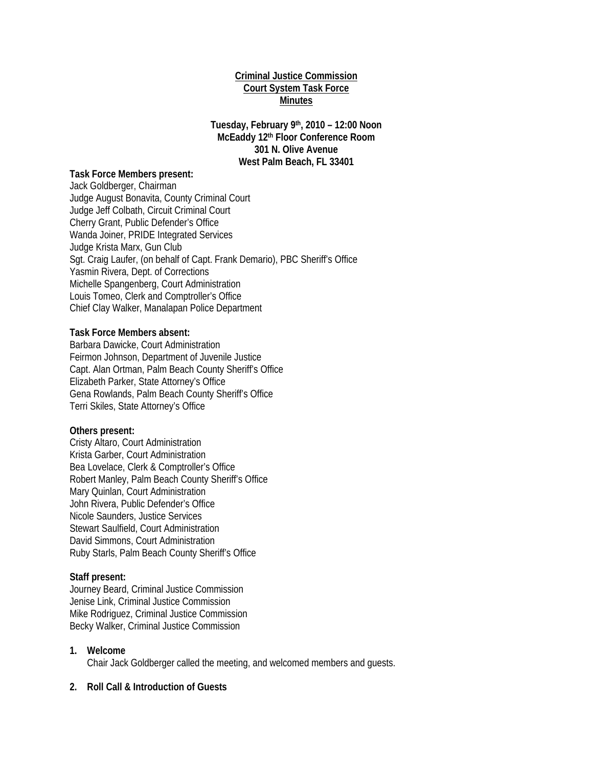**Criminal Justice Commission**
**Court System Task Force**
**Minutes**

**Tuesday, February 9th, 2010 – 12:00 Noon**
**McEaddy 12th Floor Conference Room**
**301 N. Olive Avenue**
**West Palm Beach, FL 33401**

**Task Force Members present:**
Jack Goldberger, Chairman
Judge August Bonavita, County Criminal Court
Judge Jeff Colbath, Circuit Criminal Court
Cherry Grant, Public Defender's Office
Wanda Joiner, PRIDE Integrated Services
Judge Krista Marx, Gun Club
Sgt. Craig Laufer, (on behalf of Capt. Frank Demario), PBC Sheriff's Office
Yasmin Rivera, Dept. of Corrections
Michelle Spangenberg, Court Administration
Louis Tomeo, Clerk and Comptroller's Office
Chief Clay Walker, Manalapan Police Department

**Task Force Members absent:**
Barbara Dawicke, Court Administration
Feirmon Johnson, Department of Juvenile Justice
Capt. Alan Ortman, Palm Beach County Sheriff's Office
Elizabeth Parker, State Attorney's Office
Gena Rowlands, Palm Beach County Sheriff's Office
Terri Skiles, State Attorney's Office

**Others present:**
Cristy Altaro, Court Administration
Krista Garber, Court Administration
Bea Lovelace, Clerk & Comptroller's Office
Robert Manley, Palm Beach County Sheriff's Office
Mary Quinlan, Court Administration
John Rivera, Public Defender's Office
Nicole Saunders, Justice Services
Stewart Saulfield, Court Administration
David Simmons, Court Administration
Ruby Starls, Palm Beach County Sheriff's Office

**Staff present:**
Journey Beard, Criminal Justice Commission
Jenise Link, Criminal Justice Commission
Mike Rodriguez, Criminal Justice Commission
Becky Walker, Criminal Justice Commission

1. **Welcome**
   Chair Jack Goldberger called the meeting, and welcomed members and guests.

2. **Roll Call & Introduction of Guests**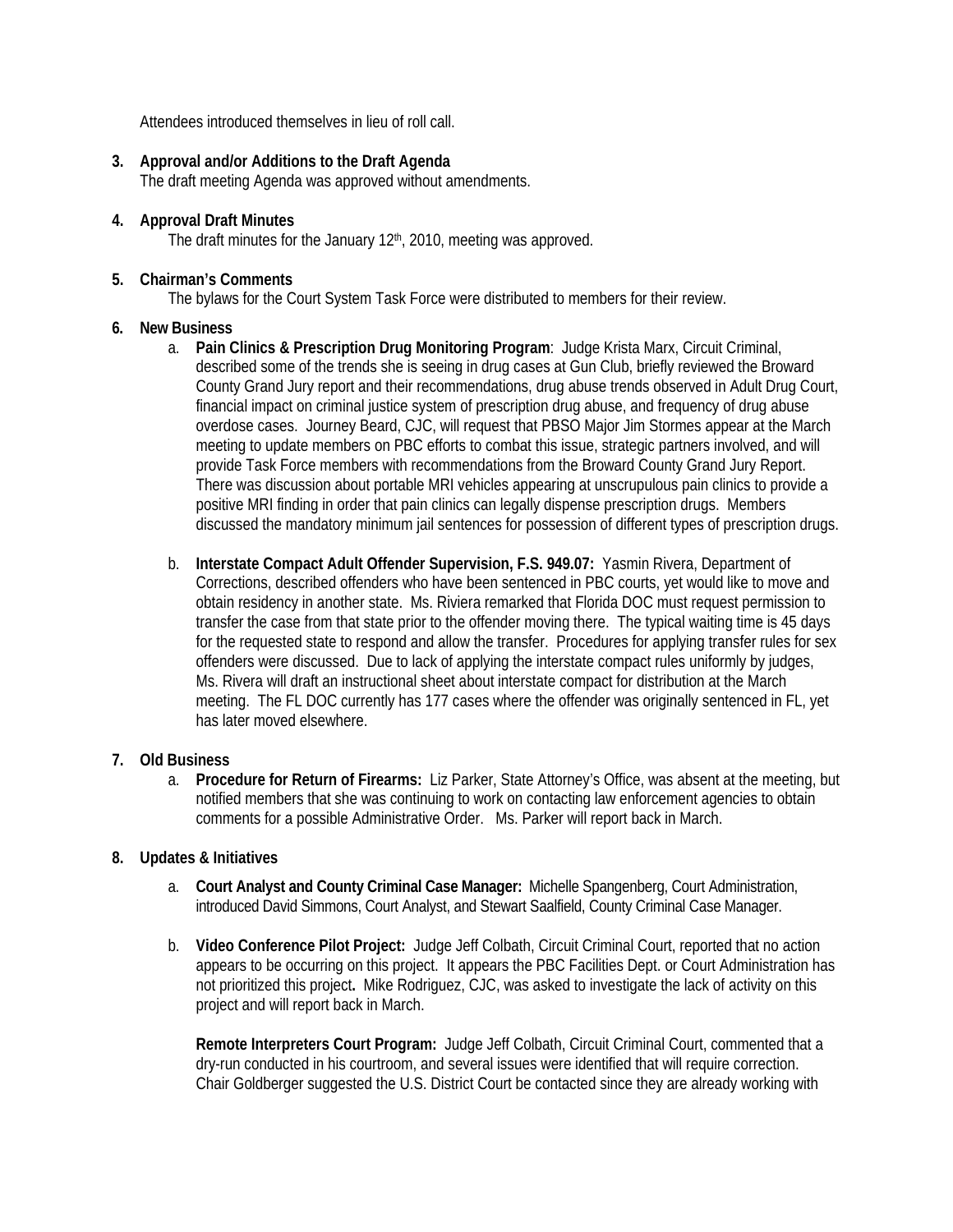Attendees introduced themselves in lieu of roll call.

3. **Approval and/or Additions to the Draft Agenda**
   The draft meeting Agenda was approved without amendments.

4. **Approval Draft Minutes**
   The draft minutes for the January 12th, 2010, meeting was approved.

5. **Chairman's Comments**
   The bylaws for the Court System Task Force were distributed to members for their review.

6. **New Business**
   a. **Pain Clinics & Prescription Drug Monitoring Program**: Judge Krista Marx, Circuit Criminal, described some of the trends she is seeing in drug cases at Gun Club, briefly reviewed the Broward County Grand Jury report and their recommendations, drug abuse trends observed in Adult Drug Court, financial impact on criminal justice system of prescription drug abuse, and frequency of drug abuse overdose cases. Journey Beard, CJC, will request that PBSO Major Jim Stormes appear at the March meeting to update members on PBC efforts to combat this issue, strategic partners involved, and will provide Task Force members with recommendations from the Broward County Grand Jury Report. There was discussion about portable MRI vehicles appearing at unscrupulous pain clinics to provide a positive MRI finding in order that pain clinics can legally dispense prescription drugs. Members discussed the mandatory minimum jail sentences for possession of different types of prescription drugs.

   b. **Interstate Compact Adult Offender Supervision, F.S. 949.07:** Yasmin Rivera, Department of Corrections, described offenders who have been sentenced in PBC courts, yet would like to move and obtain residency in another state. Ms. Riviera remarked that Florida DOC must request permission to transfer the case from that state prior to the offender moving there. The typical waiting time is 45 days for the requested state to respond and allow the transfer. Procedures for applying transfer rules for sex offenders were discussed. Due to lack of applying the interstate compact rules uniformly by judges, Ms. Rivera will draft an instructional sheet about interstate compact for distribution at the March meeting. The FL DOC currently has 177 cases where the offender was originally sentenced in FL, yet has later moved elsewhere.

7. **Old Business**
   a. **Procedure for Return of Firearms:** Liz Parker, State Attorney's Office, was absent at the meeting, but notified members that she was continuing to work on contacting law enforcement agencies to obtain comments for a possible Administrative Order. Ms. Parker will report back in March.

8. **Updates & Initiatives**
   a. **Court Analyst and County Criminal Case Manager:** Michelle Spangenberg, Court Administration, introduced David Simmons, Court Analyst, and Stewart Saalfield, County Criminal Case Manager.

   b. **Video Conference Pilot Project:** Judge Jeff Colbath, Circuit Criminal Court, reported that no action appears to be occurring on this project. It appears the PBC Facilities Dept. or Court Administration has not prioritized this project**.** Mike Rodriguez, CJC, was asked to investigate the lack of activity on this project and will report back in March.

   **Remote Interpreters Court Program:** Judge Jeff Colbath, Circuit Criminal Court, commented that a dry-run conducted in his courtroom, and several issues were identified that will require correction. Chair Goldberger suggested the U.S. District Court be contacted since they are already working with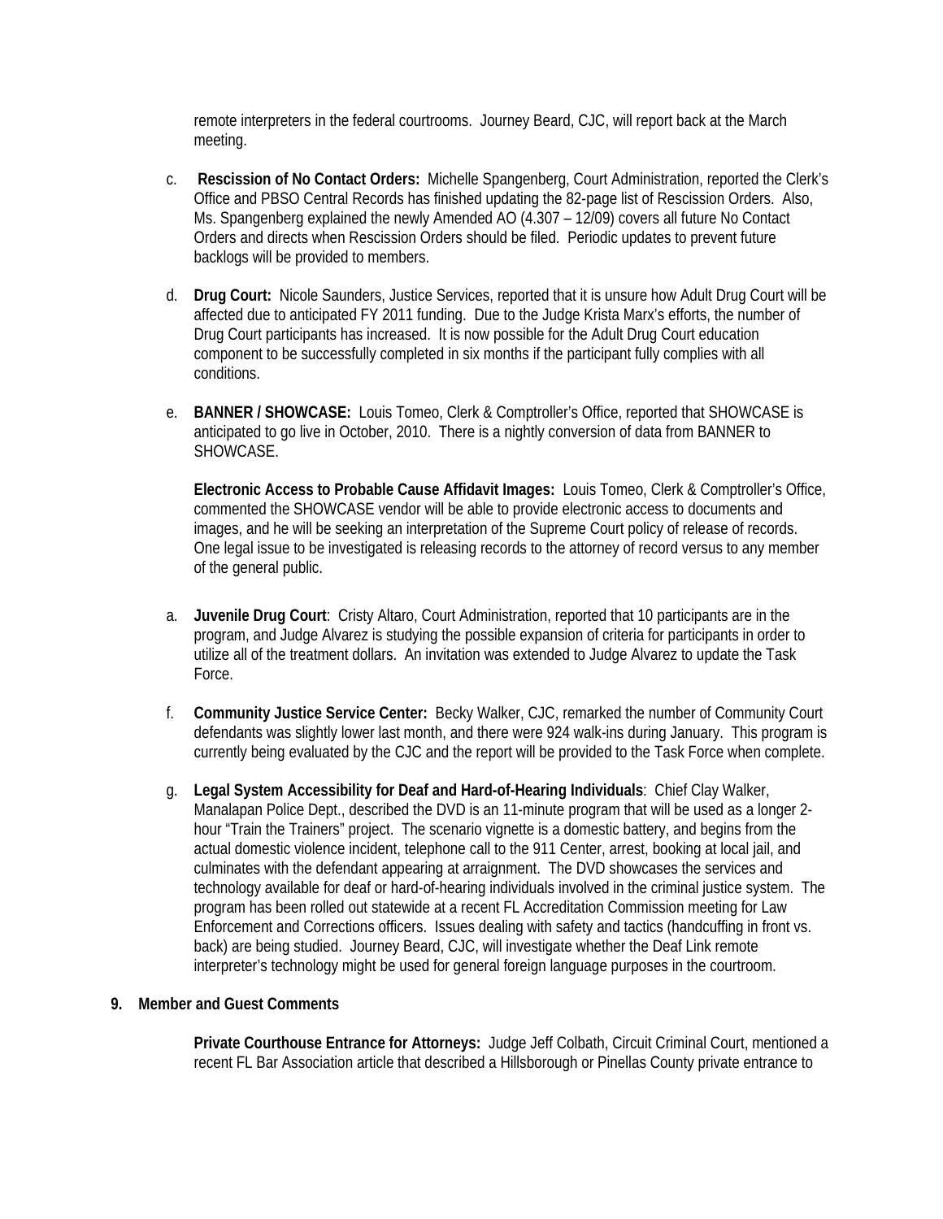remote interpreters in the federal courtrooms. Journey Beard, CJC, will report back at the March meeting.

c. **Rescission of No Contact Orders:** Michelle Spangenberg, Court Administration, reported the Clerk's Office and PBSO Central Records has finished updating the 82-page list of Rescission Orders. Also, Ms. Spangenberg explained the newly Amended AO (4.307 – 12/09) covers all future No Contact Orders and directs when Rescission Orders should be filed. Periodic updates to prevent future backlogs will be provided to members.

d. **Drug Court:** Nicole Saunders, Justice Services, reported that it is unsure how Adult Drug Court will be affected due to anticipated FY 2011 funding. Due to the Judge Krista Marx's efforts, the number of Drug Court participants has increased. It is now possible for the Adult Drug Court education component to be successfully completed in six months if the participant fully complies with all conditions.

e. **BANNER / SHOWCASE:** Louis Tomeo, Clerk & Comptroller's Office, reported that SHOWCASE is anticipated to go live in October, 2010. There is a nightly conversion of data from BANNER to SHOWCASE.

**Electronic Access to Probable Cause Affidavit Images:** Louis Tomeo, Clerk & Comptroller's Office, commented the SHOWCASE vendor will be able to provide electronic access to documents and images, and he will be seeking an interpretation of the Supreme Court policy of release of records. One legal issue to be investigated is releasing records to the attorney of record versus to any member of the general public.

a. **Juvenile Drug Court**: Cristy Altaro, Court Administration, reported that 10 participants are in the program, and Judge Alvarez is studying the possible expansion of criteria for participants in order to utilize all of the treatment dollars. An invitation was extended to Judge Alvarez to update the Task Force.

f. **Community Justice Service Center:** Becky Walker, CJC, remarked the number of Community Court defendants was slightly lower last month, and there were 924 walk-ins during January. This program is currently being evaluated by the CJC and the report will be provided to the Task Force when complete.

g. **Legal System Accessibility for Deaf and Hard-of-Hearing Individuals**: Chief Clay Walker, Manalapan Police Dept., described the DVD is an 11-minute program that will be used as a longer 2-hour "Train the Trainers" project. The scenario vignette is a domestic battery, and begins from the actual domestic violence incident, telephone call to the 911 Center, arrest, booking at local jail, and culminates with the defendant appearing at arraignment. The DVD showcases the services and technology available for deaf or hard-of-hearing individuals involved in the criminal justice system. The program has been rolled out statewide at a recent FL Accreditation Commission meeting for Law Enforcement and Corrections officers. Issues dealing with safety and tactics (handcuffing in front vs. back) are being studied. Journey Beard, CJC, will investigate whether the Deaf Link remote interpreter's technology might be used for general foreign language purposes in the courtroom.

## 9. Member and Guest Comments

**Private Courthouse Entrance for Attorneys:** Judge Jeff Colbath, Circuit Criminal Court, mentioned a recent FL Bar Association article that described a Hillsborough or Pinellas County private entrance to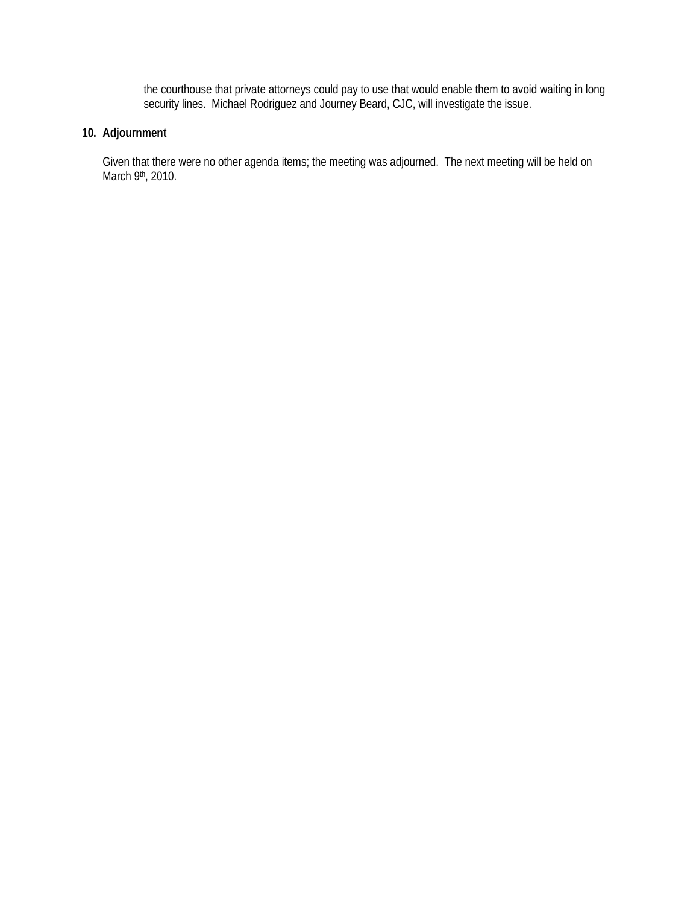the courthouse that private attorneys could pay to use that would enable them to avoid waiting in long security lines.  Michael Rodriguez and Journey Beard, CJC, will investigate the issue.

**10. Adjournment**

Given that there were no other agenda items; the meeting was adjourned.  The next meeting will be held on March 9th, 2010.